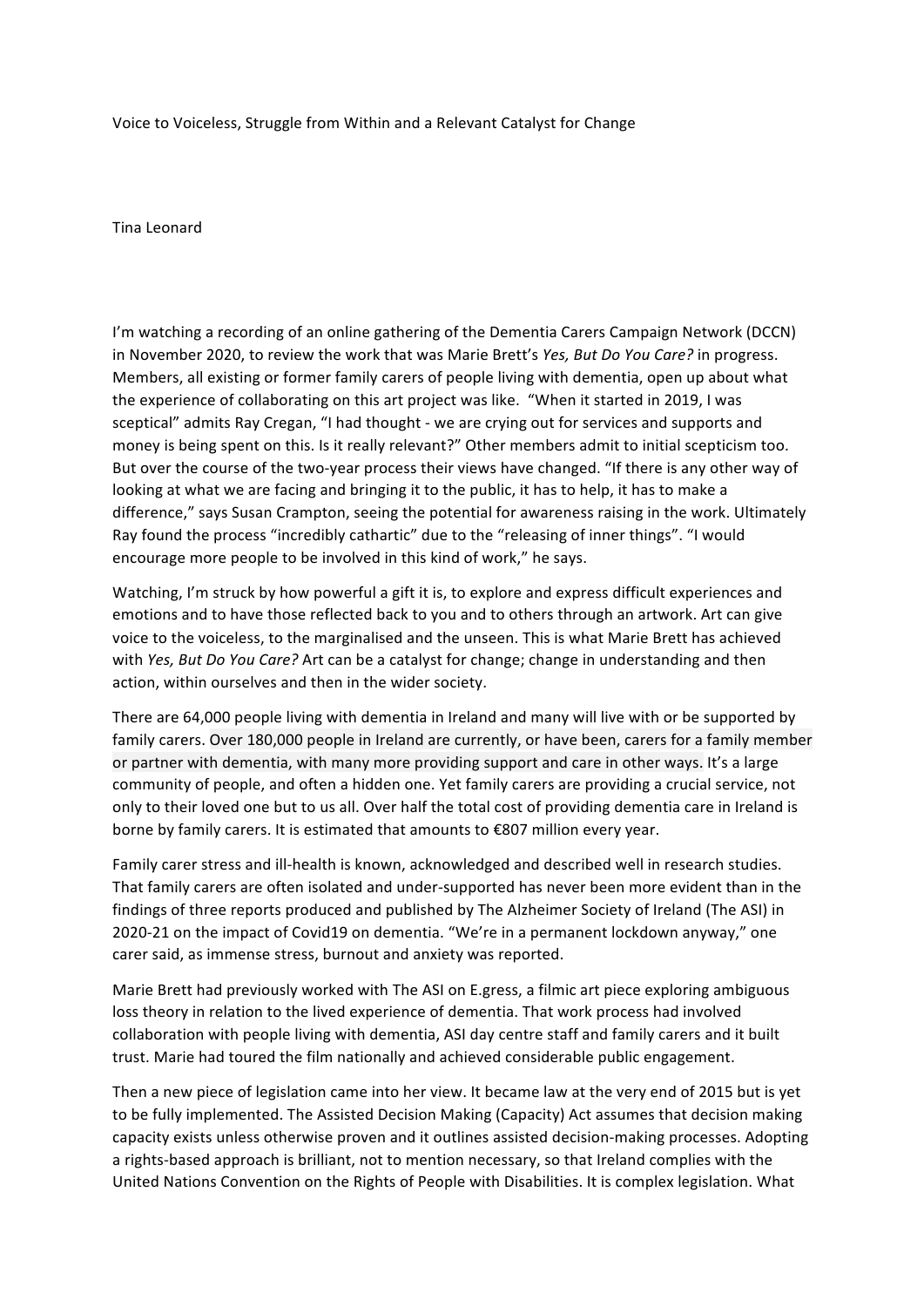# Voice to Voiceless, Struggle from Within and a Relevant Catalyst for Change

Tina Leonard

I'm watching a recording of an online gathering of the Dementia Carers Campaign Network (DCCN) in November 2020, to review the work that was Marie Brett's *Yes, But Do You Care?* in progress. Members, all existing or former family carers of people living with dementia, open up about what the experience of collaborating on this art project was like. "When it started in 2019, I was sceptical" admits Ray Cregan, "I had thought - we are crying out for services and supports and money is being spent on this. Is it really relevant?" Other members admit to initial scepticism too. But over the course of the two-year process their views have changed. "If there is any other way of looking at what we are facing and bringing it to the public, it has to help, it has to make a difference," says Susan Crampton, seeing the potential for awareness raising in the work. Ultimately Ray found the process "incredibly cathartic" due to the "releasing of inner things". "I would encourage more people to be involved in this kind of work," he says.

Watching, I'm struck by how powerful a gift it is, to explore and express difficult experiences and emotions and to have those reflected back to you and to others through an artwork. Art can give voice to the voiceless, to the marginalised and the unseen. This is what Marie Brett has achieved with *Yes, But Do You Care?* Art can be a catalyst for change; change in understanding and then action, within ourselves and then in the wider society.

There are 64,000 people living with dementia in Ireland and many will live with or be supported by family carers. Over 180,000 people in Ireland are currently, or have been, carers for a family member or partner with dementia, with many more providing support and care in other ways. It's a large community of people, and often a hidden one. Yet family carers are providing a crucial service, not only to their loved one but to us all. Over half the total cost of providing dementia care in Ireland is borne by family carers. It is estimated that amounts to €807 million every year.

Family carer stress and ill-health is known, acknowledged and described well in research studies. That family carers are often isolated and under-supported has never been more evident than in the findings of three reports produced and published by The Alzheimer Society of Ireland (The ASI) in 2020-21 on the impact of Covid19 on dementia. "We're in a permanent lockdown anyway," one carer said, as immense stress, burnout and anxiety was reported.

Marie Brett had previously worked with The ASI on E.gress, a filmic art piece exploring ambiguous loss theory in relation to the lived experience of dementia. That work process had involved collaboration with people living with dementia, ASI day centre staff and family carers and it built trust. Marie had toured the film nationally and achieved considerable public engagement.

Then a new piece of legislation came into her view. It became law at the very end of 2015 but is yet to be fully implemented. The Assisted Decision Making (Capacity) Act assumes that decision making capacity exists unless otherwise proven and it outlines assisted decision-making processes. Adopting a rights-based approach is brilliant, not to mention necessary, so that Ireland complies with the United Nations Convention on the Rights of People with Disabilities. It is complex legislation. What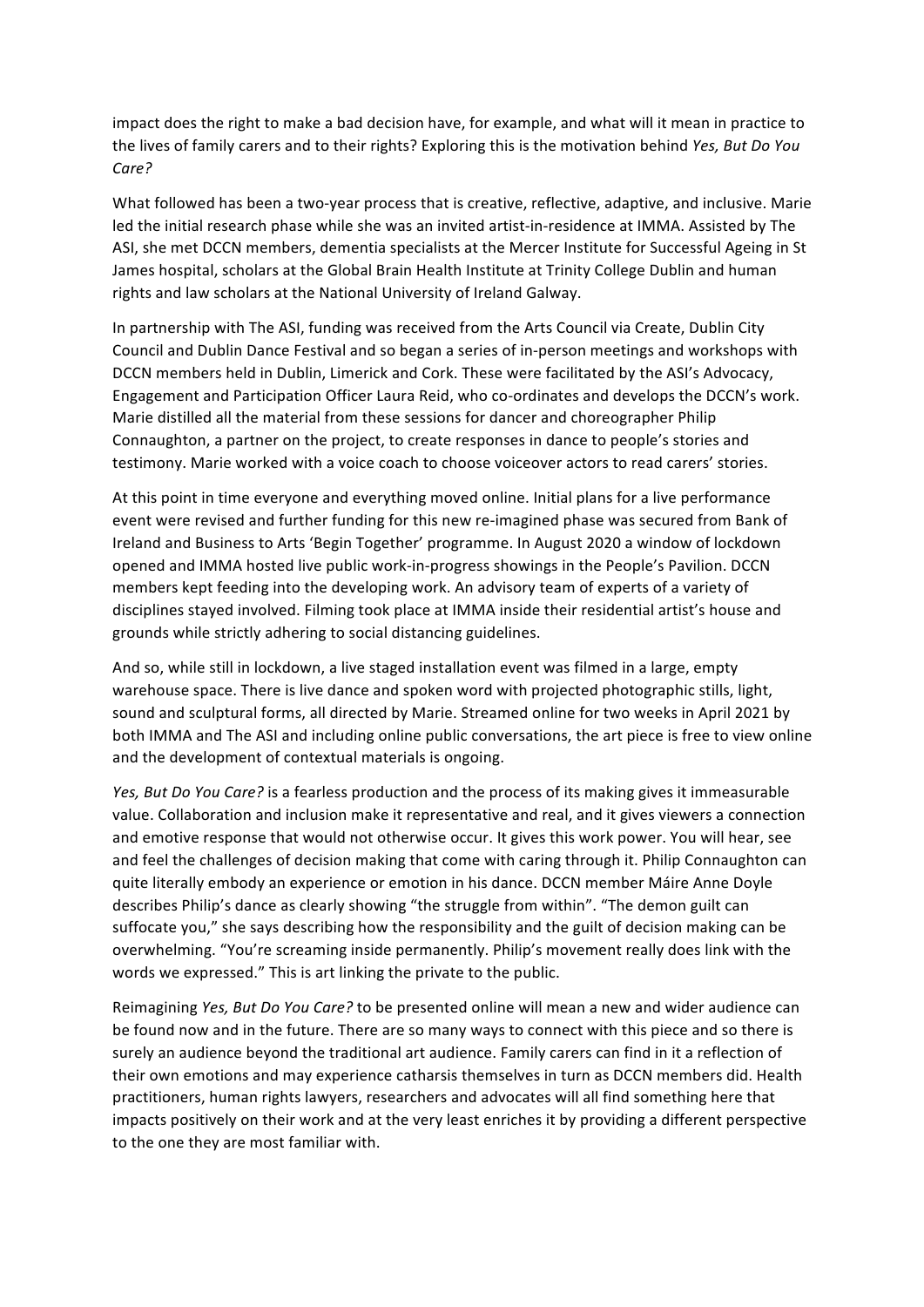impact does the right to make a bad decision have, for example, and what will it mean in practice to the lives of family carers and to their rights? Exploring this is the motivation behind *Yes, But Do You Care?*

What followed has been a two-year process that is creative, reflective, adaptive, and inclusive. Marie led the initial research phase while she was an invited artist-in-residence at IMMA. Assisted by The ASI, she met DCCN members, dementia specialists at the Mercer Institute for Successful Ageing in St James hospital, scholars at the Global Brain Health Institute at Trinity College Dublin and human rights and law scholars at the National University of Ireland Galway.

In partnership with The ASI, funding was received from the Arts Council via Create, Dublin City Council and Dublin Dance Festival and so began a series of in-person meetings and workshops with DCCN members held in Dublin, Limerick and Cork. These were facilitated by the ASI's Advocacy, Engagement and Participation Officer Laura Reid, who co-ordinates and develops the DCCN's work. Marie distilled all the material from these sessions for dancer and choreographer Philip Connaughton, a partner on the project, to create responses in dance to people's stories and testimony. Marie worked with a voice coach to choose voiceover actors to read carers' stories.

At this point in time everyone and everything moved online. Initial plans for a live performance event were revised and further funding for this new re-imagined phase was secured from Bank of Ireland and Business to Arts 'Begin Together' programme. In August 2020 a window of lockdown opened and IMMA hosted live public work-in-progress showings in the People's Pavilion. DCCN members kept feeding into the developing work. An advisory team of experts of a variety of disciplines stayed involved. Filming took place at IMMA inside their residential artist's house and grounds while strictly adhering to social distancing guidelines.

And so, while still in lockdown, a live staged installation event was filmed in a large, empty warehouse space. There is live dance and spoken word with projected photographic stills, light, sound and sculptural forms, all directed by Marie. Streamed online for two weeks in April 2021 by both IMMA and The ASI and including online public conversations, the art piece is free to view online and the development of contextual materials is ongoing.

*Yes, But Do You Care?* is a fearless production and the process of its making gives it immeasurable value. Collaboration and inclusion make it representative and real, and it gives viewers a connection and emotive response that would not otherwise occur. It gives this work power. You will hear, see and feel the challenges of decision making that come with caring through it. Philip Connaughton can quite literally embody an experience or emotion in his dance. DCCN member Máire Anne Doyle describes Philip's dance as clearly showing "the struggle from within". "The demon guilt can suffocate you," she says describing how the responsibility and the guilt of decision making can be overwhelming. "You're screaming inside permanently. Philip's movement really does link with the words we expressed." This is art linking the private to the public.

Reimagining *Yes, But Do You Care?* to be presented online will mean a new and wider audience can be found now and in the future. There are so many ways to connect with this piece and so there is surely an audience beyond the traditional art audience. Family carers can find in it a reflection of their own emotions and may experience catharsis themselves in turn as DCCN members did. Health practitioners, human rights lawyers, researchers and advocates will all find something here that impacts positively on their work and at the very least enriches it by providing a different perspective to the one they are most familiar with.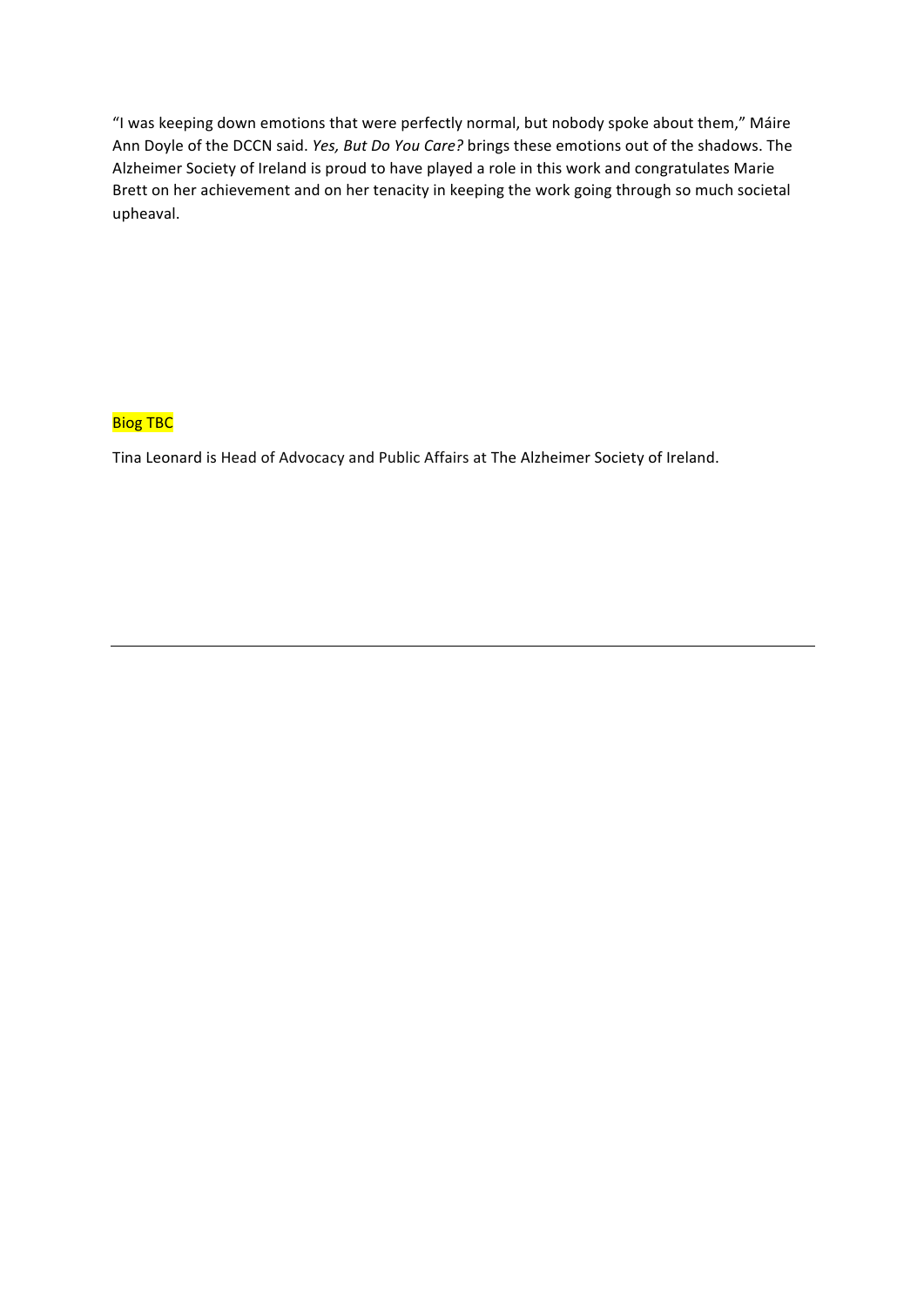"I was keeping down emotions that were perfectly normal, but nobody spoke about them," Máire Ann Doyle of the DCCN said. *Yes, But Do You Care?* brings these emotions out of the shadows. The Alzheimer Society of Ireland is proud to have played a role in this work and congratulates Marie Brett on her achievement and on her tenacity in keeping the work going through so much societal upheaval.

Biog TBC

Tina Leonard is Head of Advocacy and Public Affairs at The Alzheimer Society of Ireland.

---